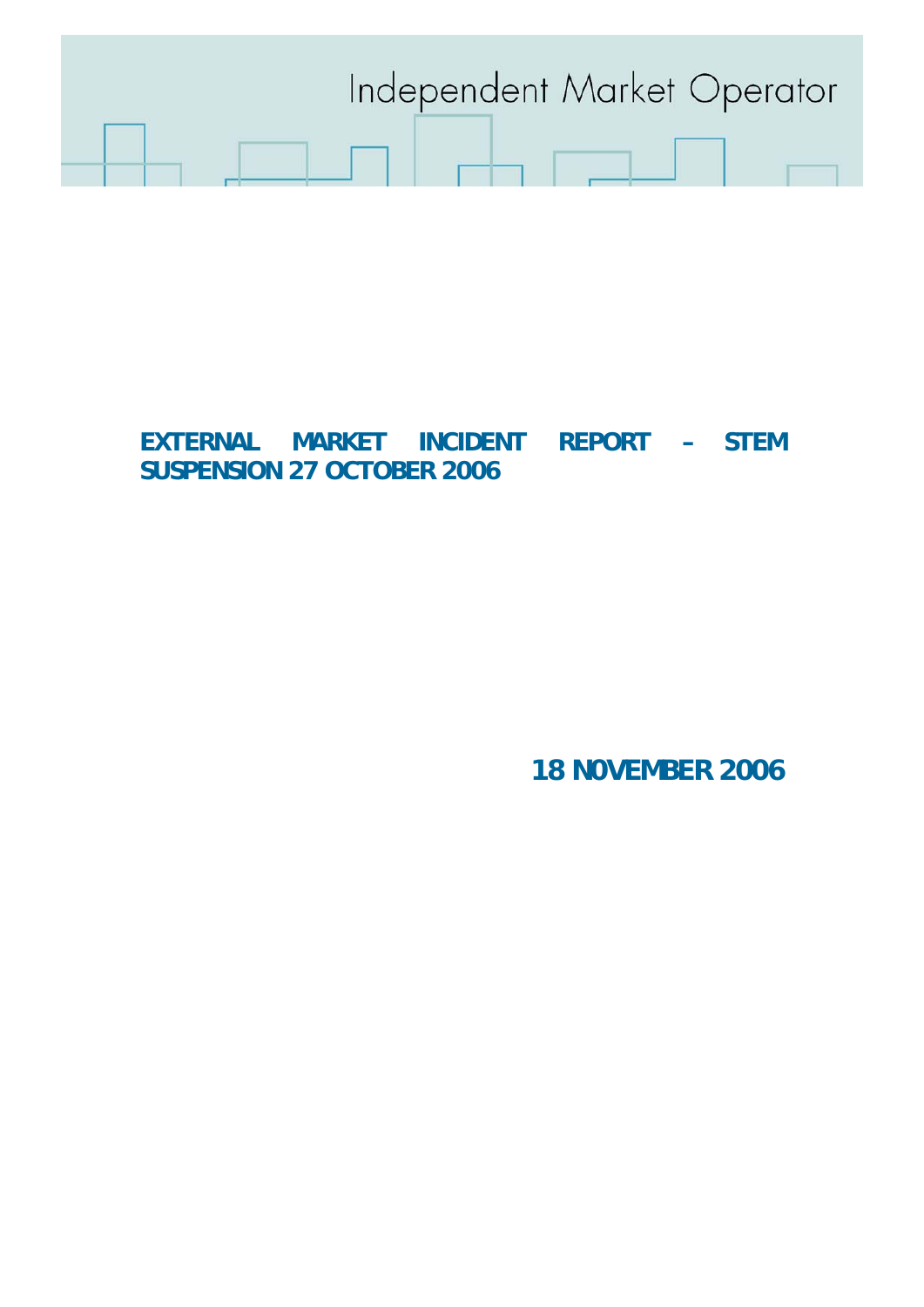Independent Market Operator

# EXTERNAL MARKET INCIDENT REPORT – STEM SUSPENSION 27 OCTOBER 2006

**18 N0VEMBER 2006**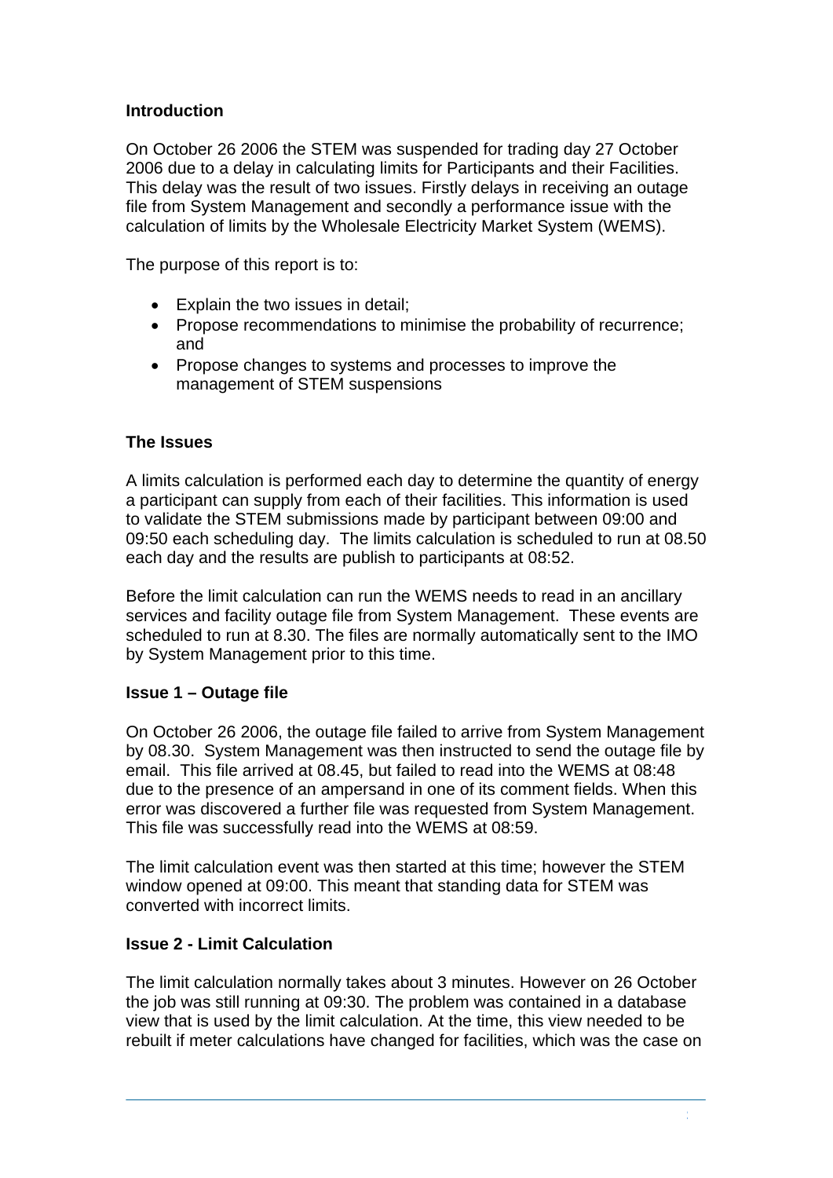## Introduction

On October 26 2006 the STEM was suspended for trading day 27 October 2006 due to a delay in calculating limits for Participants and their Facilities. This delay was the result of two issues. Firstly delays in receiving an outage file from System Management and secondly a performance issue with the calculation of limits by the Wholesale Electricity Market System (WEMS).

The purpose of this report is to:

- Explain the two issues in detail;
- Propose recommendations to minimise the probability of recurrence; and
- Propose changes to systems and processes to improve the management of STEM suspensions

## The Issues

A limits calculation is performed each day to determine the quantity of energy a participant can supply from each of their facilities. This information is used to validate the STEM submissions made by participant between 09:00 and 09:50 each scheduling day. The limits calculation is scheduled to run at 08.50 each day and the results are publish to participants at 08:52.

Before the limit calculation can run the WEMS needs to read in an ancillary services and facility outage file from System Management. These events are scheduled to run at 8.30. The files are normally automatically sent to the IMO by System Management prior to this time.

### Issue 1 – Outage file

On October 26 2006, the outage file failed to arrive from System Management by 08.30. System Management was then instructed to send the outage file by email. This file arrived at 08.45, but failed to read into the WEMS at 08:48 due to the presence of an ampersand in one of its comment fields. When this error was discovered a further file was requested from System Management. This file was successfully read into the WEMS at 08:59.

The limit calculation event was then started at this time; however the STEM window opened at 09:00. This meant that standing data for STEM was converted with incorrect limits.

### Issue 2 - Limit Calculation

The limit calculation normally takes about 3 minutes. However on 26 October the job was still running at 09:30. The problem was contained in a database view that is used by the limit calculation. At the time, this view needed to be rebuilt if meter calculations have changed for facilities, which was the case on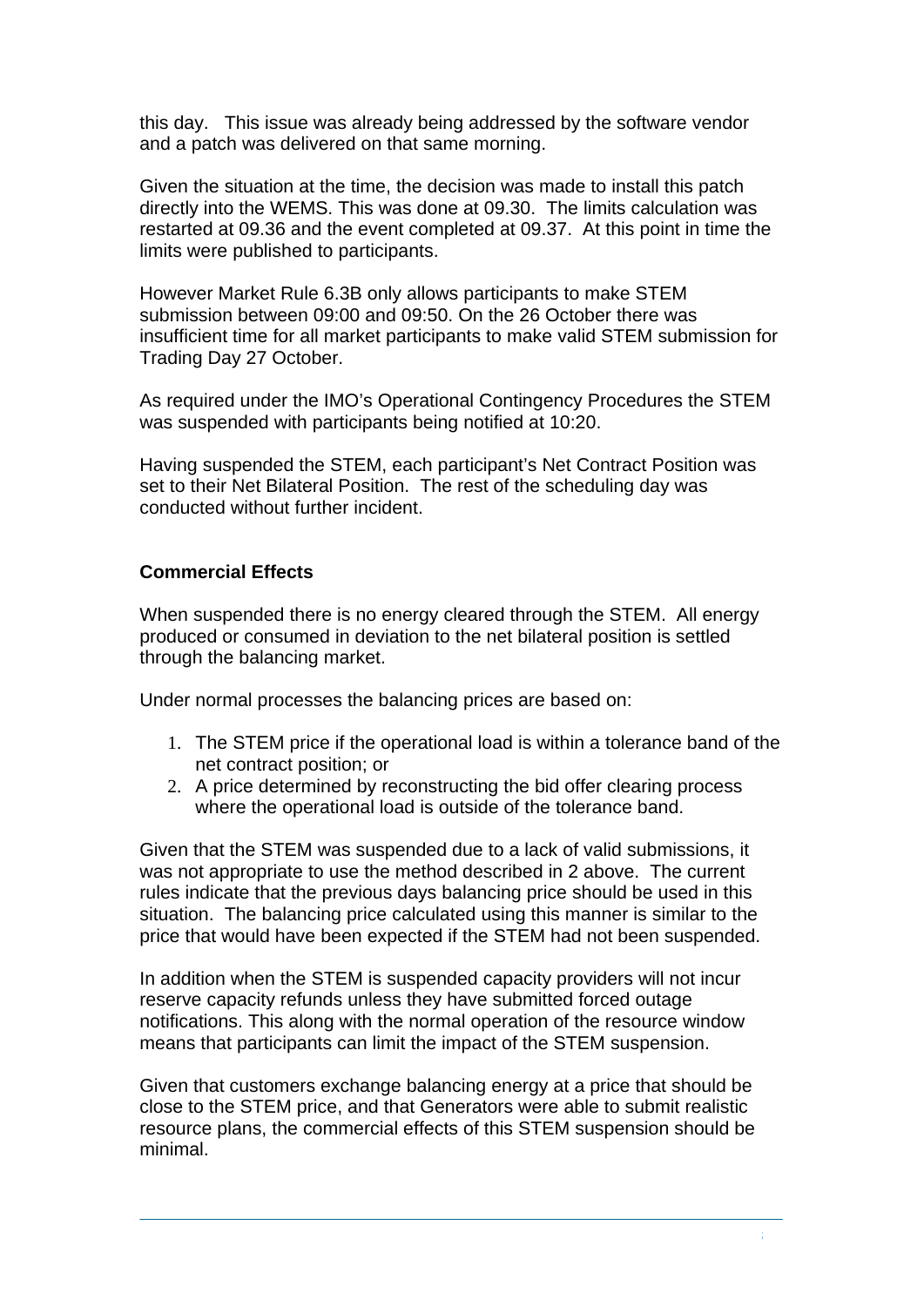this day. This issue was already being addressed by the software vendor and a patch was delivered on that same morning.

Given the situation at the time, the decision was made to install this patch directly into the WEMS. This was done at 09.30. The limits calculation was restarted at 09.36 and the event completed at 09.37. At this point in time the limits were published to participants.

However Market Rule 6.3B only allows participants to make STEM submission between 09:00 and 09:50. On the 26 October there was insufficient time for all market participants to make valid STEM submission for Trading Day 27 October.

As required under the IMO's Operational Contingency Procedures the STEM was suspended with participants being notified at 10:20.

Having suspended the STEM, each participant's Net Contract Position was set to their Net Bilateral Position. The rest of the scheduling day was conducted without further incident.

### Commercial Effects

When suspended there is no energy cleared through the STEM. All energy produced or consumed in deviation to the net bilateral position is settled through the balancing market.

Under normal processes the balancing prices are based on:

1. The STEM price if the operational load is within a tolerance band of the net contract position; or
2. A price determined by reconstructing the bid offer clearing process where the operational load is outside of the tolerance band.

Given that the STEM was suspended due to a lack of valid submissions, it was not appropriate to use the method described in 2 above. The current rules indicate that the previous days balancing price should be used in this situation. The balancing price calculated using this manner is similar to the price that would have been expected if the STEM had not been suspended.

In addition when the STEM is suspended capacity providers will not incur reserve capacity refunds unless they have submitted forced outage notifications. This along with the normal operation of the resource window means that participants can limit the impact of the STEM suspension.

Given that customers exchange balancing energy at a price that should be close to the STEM price, and that Generators were able to submit realistic resource plans, the commercial effects of this STEM suspension should be minimal.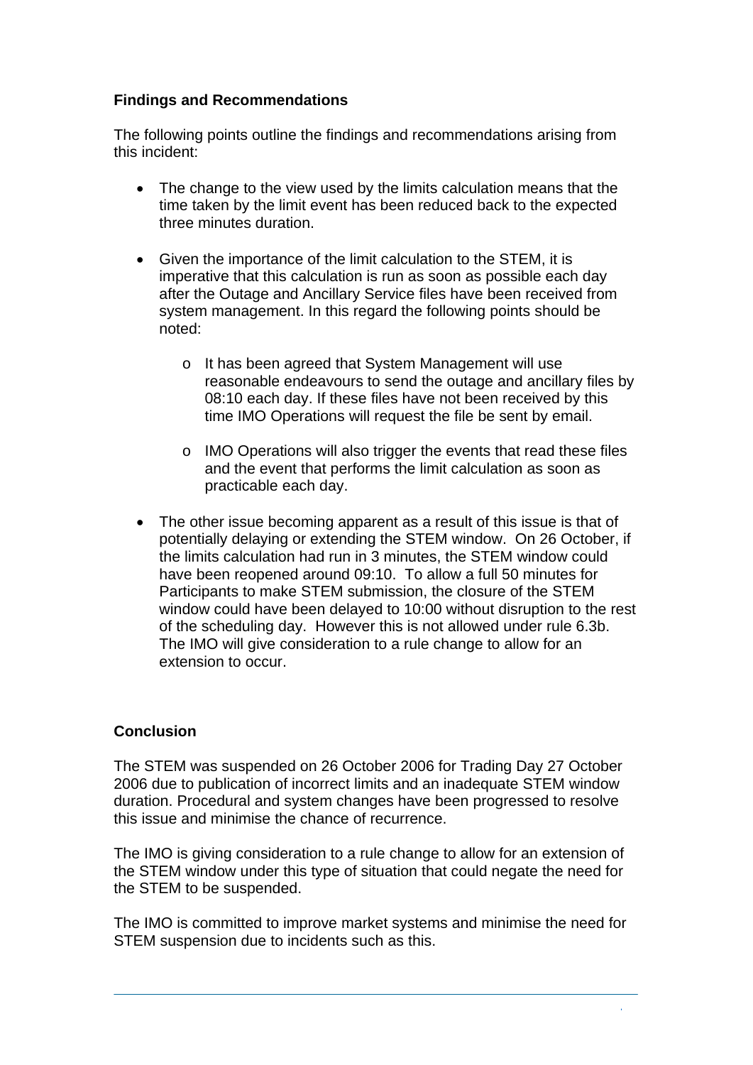## Findings and Recommendations

The following points outline the findings and recommendations arising from this incident:

- The change to the view used by the limits calculation means that the time taken by the limit event has been reduced back to the expected three minutes duration.
- Given the importance of the limit calculation to the STEM, it is imperative that this calculation is run as soon as possible each day after the Outage and Ancillary Service files have been received from system management. In this regard the following points should be noted:
  - It has been agreed that System Management will use reasonable endeavours to send the outage and ancillary files by 08:10 each day. If these files have not been received by this time IMO Operations will request the file be sent by email.
  - IMO Operations will also trigger the events that read these files and the event that performs the limit calculation as soon as practicable each day.
- The other issue becoming apparent as a result of this issue is that of potentially delaying or extending the STEM window. On 26 October, if the limits calculation had run in 3 minutes, the STEM window could have been reopened around 09:10. To allow a full 50 minutes for Participants to make STEM submission, the closure of the STEM window could have been delayed to 10:00 without disruption to the rest of the scheduling day. However this is not allowed under rule 6.3b. The IMO will give consideration to a rule change to allow for an extension to occur.

## Conclusion

The STEM was suspended on 26 October 2006 for Trading Day 27 October 2006 due to publication of incorrect limits and an inadequate STEM window duration. Procedural and system changes have been progressed to resolve this issue and minimise the chance of recurrence.

The IMO is giving consideration to a rule change to allow for an extension of the STEM window under this type of situation that could negate the need for the STEM to be suspended.

The IMO is committed to improve market systems and minimise the need for STEM suspension due to incidents such as this.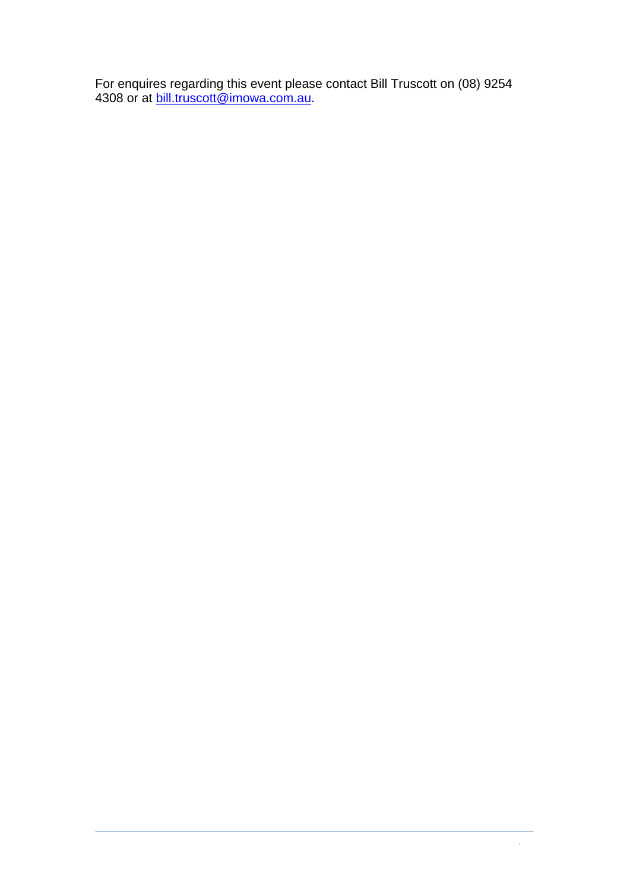For enquires regarding this event please contact Bill Truscott on (08) 9254 4308 or at bill.truscott@imowa.com.au.